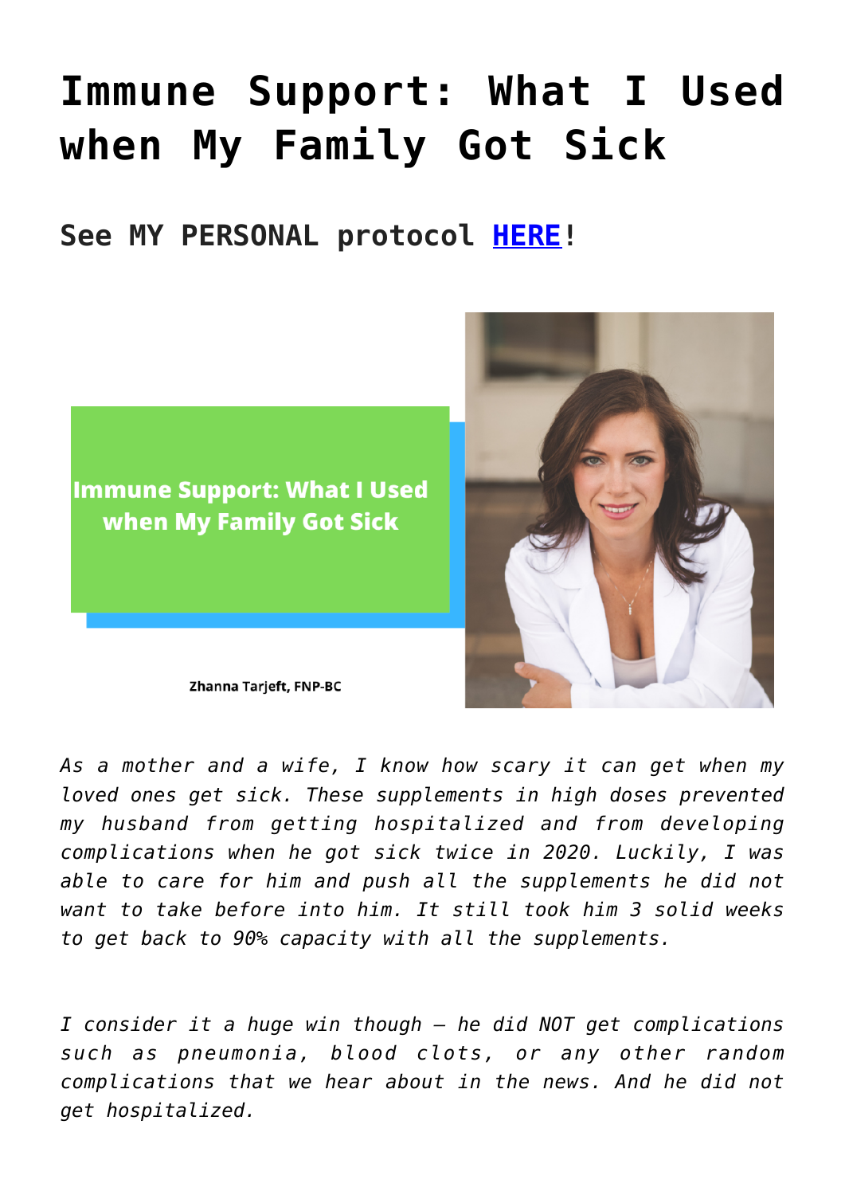# Immune Support: What I Used when My Family Got Sick

## See MY PERSONAL protocol [HERE](#)!

Immune Support: What I Used when My Family Got Sick

Zhanna Tarjeft, FNP-BC

*As a mother and a wife, I know how scary it can get when my loved ones get sick. These supplements in high doses prevented my husband from getting hospitalized and from developing complications when he got sick twice in 2020. Luckily, I was able to care for him and push all the supplements he did not want to take before into him. It still took him 3 solid weeks to get back to 90% capacity with all the supplements.*

*I consider it a huge win though – he did NOT get complications such as pneumonia, blood clots, or any other random complications that we hear about in the news. And he did not get hospitalized.*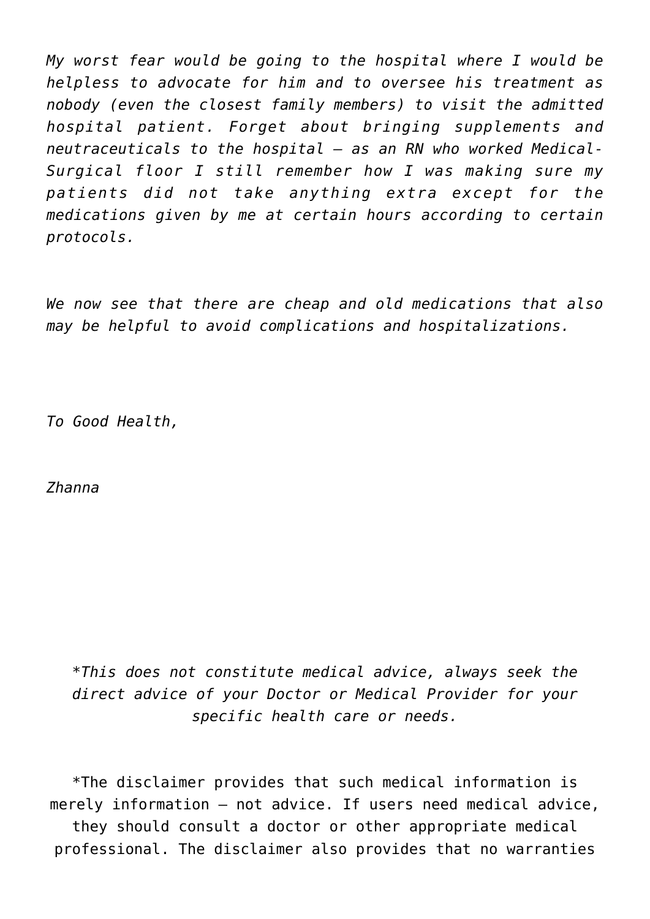*My worst fear would be going to the hospital where I would be helpless to advocate for him and to oversee his treatment as nobody (even the closest family members) to visit the admitted hospital patient. Forget about bringing supplements and neutraceuticals to the hospital – as an RN who worked Medical-Surgical floor I still remember how I was making sure my patients did not take anything extra except for the medications given by me at certain hours according to certain protocols.*

*We now see that there are cheap and old medications that also may be helpful to avoid complications and hospitalizations.*

*To Good Health,*

*Zhanna*

*\*This does not constitute medical advice, always seek the direct advice of your Doctor or Medical Provider for your specific health care or needs.*

*The disclaimer provides that such medical information is merely information – not advice. If users need medical advice, they should consult a doctor or other appropriate medical professional. The disclaimer also provides that no warranties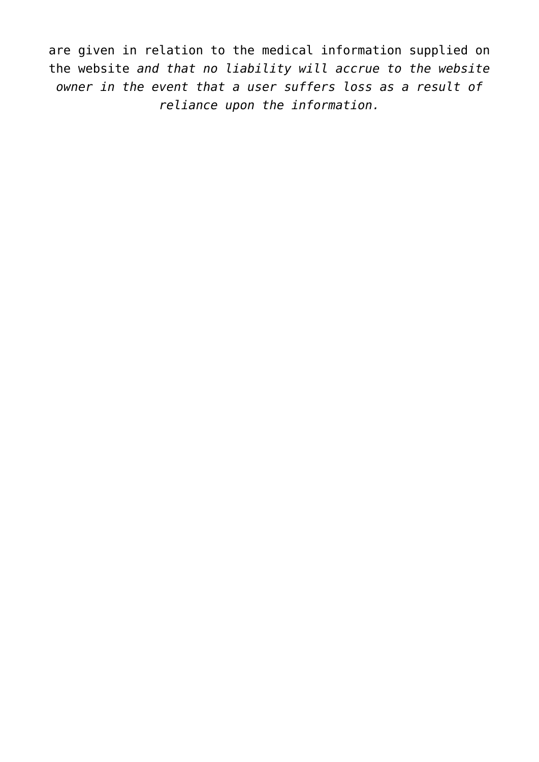are given in relation to the medical information supplied on the website *and that no liability will accrue to the website owner in the event that a user suffers loss as a result of reliance upon the information.*